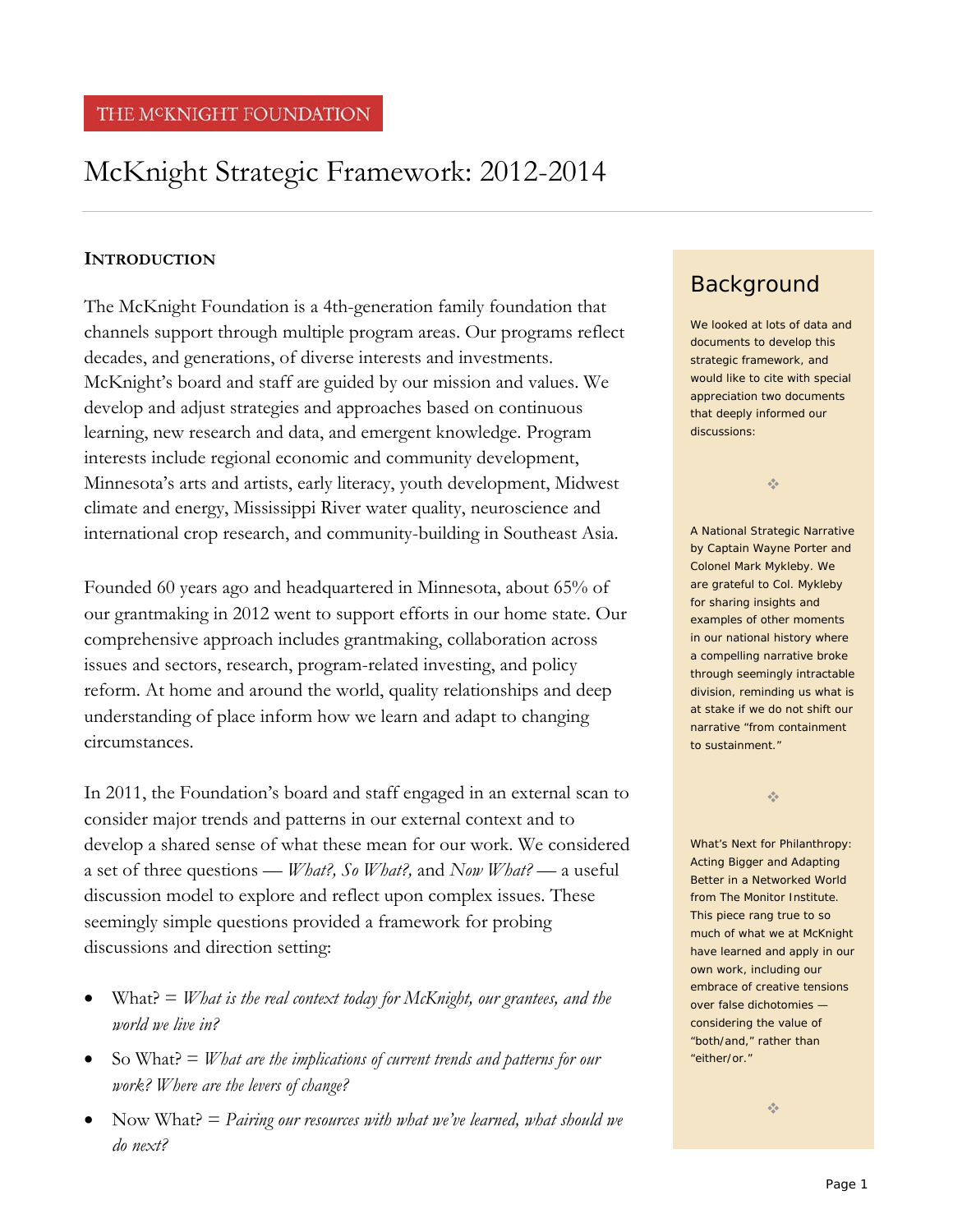THE McKNIGHT FOUNDATION

# McKnight Strategic Framework: 2012-2014

## INTRODUCTION

The McKnight Foundation is a 4th-generation family foundation that channels support through multiple program areas. Our programs reflect decades, and generations, of diverse interests and investments. McKnight's board and staff are guided by our mission and values. We develop and adjust strategies and approaches based on continuous learning, new research and data, and emergent knowledge. Program interests include regional economic and community development, Minnesota's arts and artists, early literacy, youth development, Midwest climate and energy, Mississippi River water quality, neuroscience and international crop research, and community-building in Southeast Asia.

Founded 60 years ago and headquartered in Minnesota, about 65% of our grantmaking in 2012 went to support efforts in our home state. Our comprehensive approach includes grantmaking, collaboration across issues and sectors, research, program-related investing, and policy reform. At home and around the world, quality relationships and deep understanding of place inform how we learn and adapt to changing circumstances.

In 2011, the Foundation's board and staff engaged in an external scan to consider major trends and patterns in our external context and to develop a shared sense of what these mean for our work. We considered a set of three questions — *What?, So What?,* and *Now What?* — a useful discussion model to explore and reflect upon complex issues. These seemingly simple questions provided a framework for probing discussions and direction setting:

- What? = *What is the real context today for McKnight, our grantees, and the world we live in?*
- So What? = *What are the implications of current trends and patterns for our work? Where are the levers of change?*
- Now What? = *Pairing our resources with what we've learned, what should we do next?*

## Background

We looked at lots of data and documents to develop this strategic framework, and would like to cite with special appreciation two documents that deeply informed our discussions:

❖

A National Strategic Narrative by Captain Wayne Porter and Colonel Mark Mykleby. We are grateful to Col. Mykleby for sharing insights and examples of other moments in our national history where a compelling narrative broke through seemingly intractable division, reminding us what is at stake if we do not shift our narrative "from containment to sustainment."

❖

What's Next for Philanthropy: Acting Bigger and Adapting Better in a Networked World from The Monitor Institute. This piece rang true to so much of what we at McKnight have learned and apply in our own work, including our embrace of creative tensions over false dichotomies — considering the value of "both/and," rather than "either/or."

❖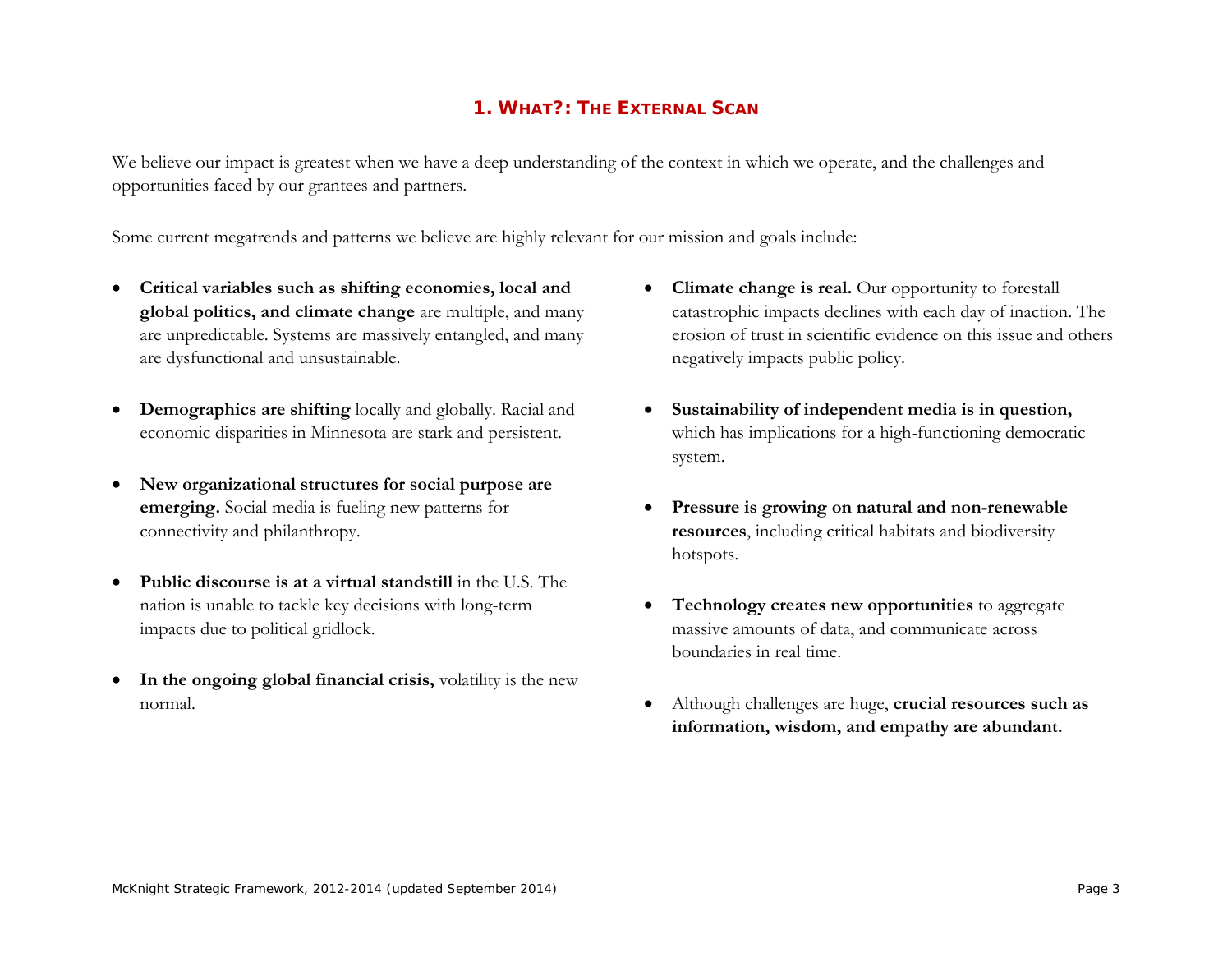## 1. What?: The External Scan

We believe our impact is greatest when we have a deep understanding of the context in which we operate, and the challenges and opportunities faced by our grantees and partners.

Some current megatrends and patterns we believe are highly relevant for our mission and goals include:

- **Critical variables such as shifting economies, local and global politics, and climate change** are multiple, and many are unpredictable. Systems are massively entangled, and many are dysfunctional and unsustainable.
- **Demographics are shifting** locally and globally. Racial and economic disparities in Minnesota are stark and persistent.
- **New organizational structures for social purpose are emerging.** Social media is fueling new patterns for connectivity and philanthropy.
- **Public discourse is at a virtual standstill** in the U.S. The nation is unable to tackle key decisions with long-term impacts due to political gridlock.
- **In the ongoing global financial crisis,** volatility is the new normal.
- **Climate change is real.** Our opportunity to forestall catastrophic impacts declines with each day of inaction. The erosion of trust in scientific evidence on this issue and others negatively impacts public policy.
- **Sustainability of independent media is in question,** which has implications for a high-functioning democratic system.
- **Pressure is growing on natural and non-renewable resources**, including critical habitats and biodiversity hotspots.
- **Technology creates new opportunities** to aggregate massive amounts of data, and communicate across boundaries in real time.
- Although challenges are huge, **crucial resources such as information, wisdom, and empathy are abundant.**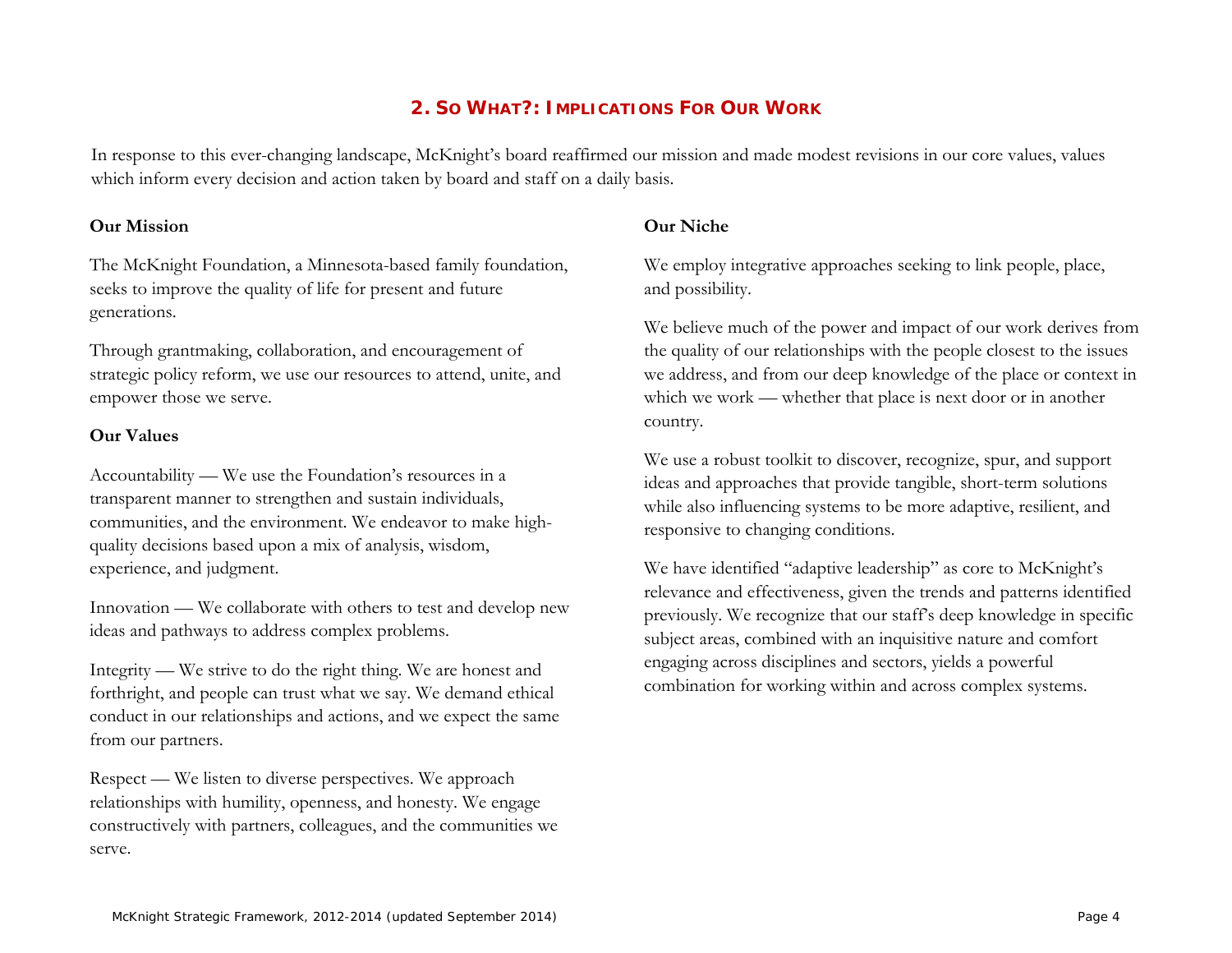## 2. So What?: Implications For Our Work

In response to this ever-changing landscape, McKnight's board reaffirmed our mission and made modest revisions in our core values, values which inform every decision and action taken by board and staff on a daily basis.

**Our Mission**

The McKnight Foundation, a Minnesota-based family foundation, seeks to improve the quality of life for present and future generations.

Through grantmaking, collaboration, and encouragement of strategic policy reform, we use our resources to attend, unite, and empower those we serve.

**Our Values**

Accountability — We use the Foundation's resources in a transparent manner to strengthen and sustain individuals, communities, and the environment. We endeavor to make high-quality decisions based upon a mix of analysis, wisdom, experience, and judgment.

Innovation — We collaborate with others to test and develop new ideas and pathways to address complex problems.

Integrity — We strive to do the right thing. We are honest and forthright, and people can trust what we say. We demand ethical conduct in our relationships and actions, and we expect the same from our partners.

Respect — We listen to diverse perspectives. We approach relationships with humility, openness, and honesty. We engage constructively with partners, colleagues, and the communities we serve.

**Our Niche**

We employ integrative approaches seeking to link people, place, and possibility.

We believe much of the power and impact of our work derives from the quality of our relationships with the people closest to the issues we address, and from our deep knowledge of the place or context in which we work — whether that place is next door or in another country.

We use a robust toolkit to discover, recognize, spur, and support ideas and approaches that provide tangible, short-term solutions while also influencing systems to be more adaptive, resilient, and responsive to changing conditions.

We have identified "adaptive leadership" as core to McKnight's relevance and effectiveness, given the trends and patterns identified previously. We recognize that our staff's deep knowledge in specific subject areas, combined with an inquisitive nature and comfort engaging across disciplines and sectors, yields a powerful combination for working within and across complex systems.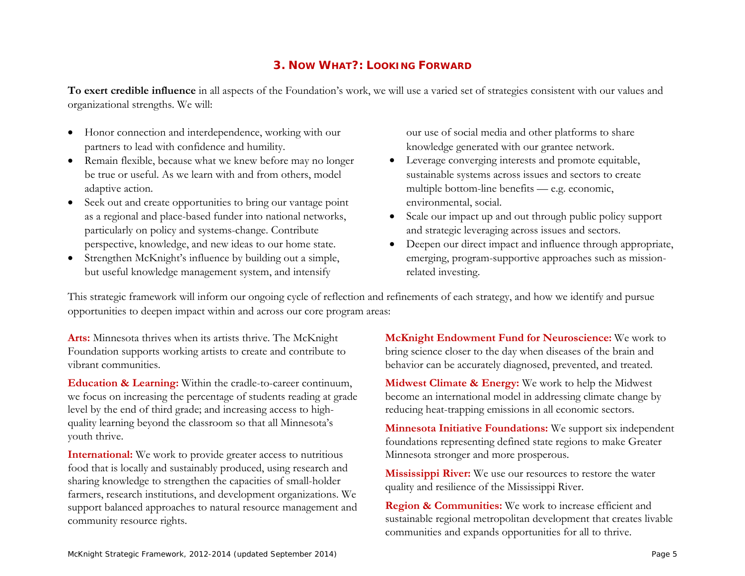## 3. Now What?: Looking Forward

**To exert credible influence** in all aspects of the Foundation's work, we will use a varied set of strategies consistent with our values and organizational strengths. We will:

- Honor connection and interdependence, working with our partners to lead with confidence and humility.
- Remain flexible, because what we knew before may no longer be true or useful. As we learn with and from others, model adaptive action.
- Seek out and create opportunities to bring our vantage point as a regional and place-based funder into national networks, particularly on policy and systems-change. Contribute perspective, knowledge, and new ideas to our home state.
- Strengthen McKnight's influence by building out a simple, but useful knowledge management system, and intensify our use of social media and other platforms to share knowledge generated with our grantee network.
- Leverage converging interests and promote equitable, sustainable systems across issues and sectors to create multiple bottom-line benefits — e.g. economic, environmental, social.
- Scale our impact up and out through public policy support and strategic leveraging across issues and sectors.
- Deepen our direct impact and influence through appropriate, emerging, program-supportive approaches such as mission-related investing.

This strategic framework will inform our ongoing cycle of reflection and refinements of each strategy, and how we identify and pursue opportunities to deepen impact within and across our core program areas:

**Arts:** Minnesota thrives when its artists thrive. The McKnight Foundation supports working artists to create and contribute to vibrant communities.

**Education & Learning:** Within the cradle-to-career continuum, we focus on increasing the percentage of students reading at grade level by the end of third grade; and increasing access to high-quality learning beyond the classroom so that all Minnesota's youth thrive.

**International:** We work to provide greater access to nutritious food that is locally and sustainably produced, using research and sharing knowledge to strengthen the capacities of small-holder farmers, research institutions, and development organizations. We support balanced approaches to natural resource management and community resource rights.

**McKnight Endowment Fund for Neuroscience:** We work to bring science closer to the day when diseases of the brain and behavior can be accurately diagnosed, prevented, and treated.

**Midwest Climate & Energy:** We work to help the Midwest become an international model in addressing climate change by reducing heat-trapping emissions in all economic sectors.

**Minnesota Initiative Foundations:** We support six independent foundations representing defined state regions to make Greater Minnesota stronger and more prosperous.

**Mississippi River:** We use our resources to restore the water quality and resilience of the Mississippi River.

**Region & Communities:** We work to increase efficient and sustainable regional metropolitan development that creates livable communities and expands opportunities for all to thrive.